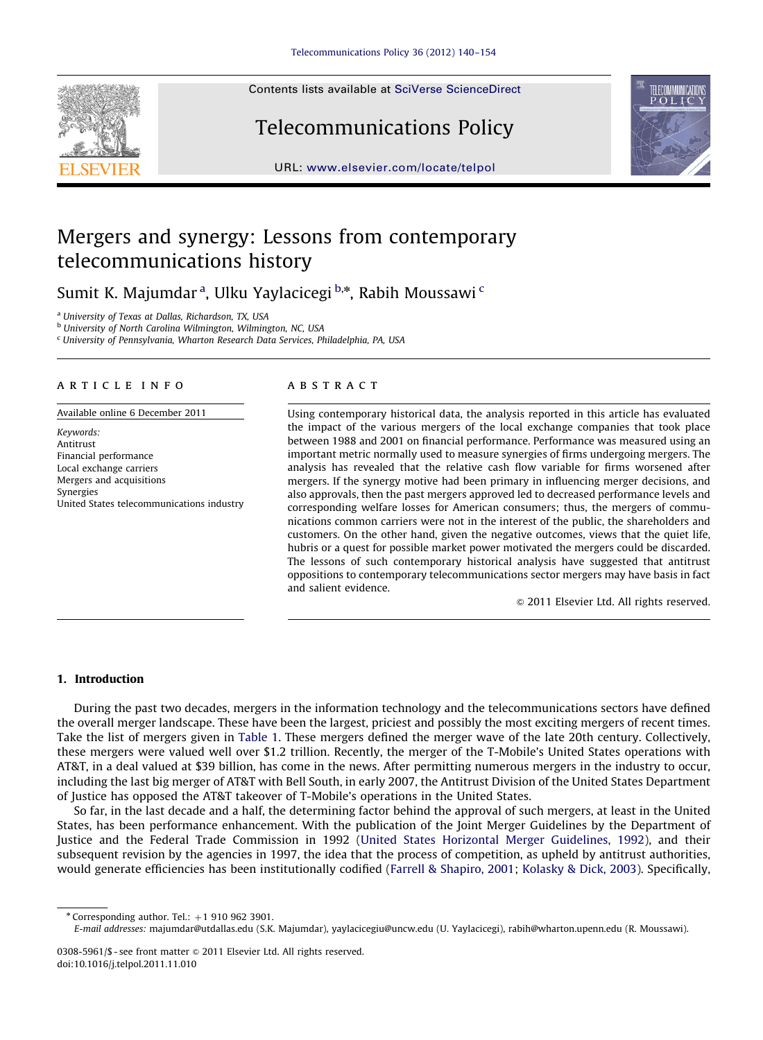Contents lists available at SciVerse ScienceDirect

Telecommunications Policy

URL: www.elsevier.com/locate/telpol

# Mergers and synergy: Lessons from contemporary telecommunications history

Sumit K. Majumdar [a], Ulku Yaylacicegi [b,*], Rabih Moussawi [c]

[a] University of Texas at Dallas, Richardson, TX, USA
[b] University of North Carolina Wilmington, Wilmington, NC, USA
[c] University of Pennsylvania, Wharton Research Data Services, Philadelphia, PA, USA

## ARTICLE INFO

Available online 6 December 2011

*Keywords:*
Antitrust
Financial performance
Local exchange carriers
Mergers and acquisitions
Synergies
United States telecommunications industry

## ABSTRACT

Using contemporary historical data, the analysis reported in this article has evaluated the impact of the various mergers of the local exchange companies that took place between 1988 and 2001 on financial performance. Performance was measured using an important metric normally used to measure synergies of firms undergoing mergers. The analysis has revealed that the relative cash flow variable for firms worsened after mergers. If the synergy motive had been primary in influencing merger decisions, and also approvals, then the past mergers approved led to decreased performance levels and corresponding welfare losses for American consumers; thus, the mergers of communications common carriers were not in the interest of the public, the shareholders and customers. On the other hand, given the negative outcomes, views that the quiet life, hubris or a quest for possible market power motivated the mergers could be discarded. The lessons of such contemporary historical analysis have suggested that antitrust oppositions to contemporary telecommunications sector mergers may have basis in fact and salient evidence.

© 2011 Elsevier Ltd. All rights reserved.

## 1. Introduction

During the past two decades, mergers in the information technology and the telecommunications sectors have defined the overall merger landscape. These have been the largest, priciest and possibly the most exciting mergers of recent times. Take the list of mergers given in Table 1. These mergers defined the merger wave of the late 20th century. Collectively, these mergers were valued well over $1.2 trillion. Recently, the merger of the T-Mobile's United States operations with AT&T, in a deal valued at $39 billion, has come in the news. After permitting numerous mergers in the industry to occur, including the last big merger of AT&T with Bell South, in early 2007, the Antitrust Division of the United States Department of Justice has opposed the AT&T takeover of T-Mobile's operations in the United States.

So far, in the last decade and a half, the determining factor behind the approval of such mergers, at least in the United States, has been performance enhancement. With the publication of the Joint Merger Guidelines by the Department of Justice and the Federal Trade Commission in 1992 (United States Horizontal Merger Guidelines, 1992), and their subsequent revision by the agencies in 1997, the idea that the process of competition, as upheld by antitrust authorities, would generate efficiencies has been institutionally codified (Farrell & Shapiro, 2001; Kolasky & Dick, 2003). Specifically,

* Corresponding author. Tel.: +1 910 962 3901.
*E-mail addresses:* majumdar@utdallas.edu (S.K. Majumdar), yaylacicegiu@uncw.edu (U. Yaylacicegi), rabih@wharton.upenn.edu (R. Moussawi).

0308-5961/$ - see front matter © 2011 Elsevier Ltd. All rights reserved.
doi:10.1016/j.telpol.2011.11.010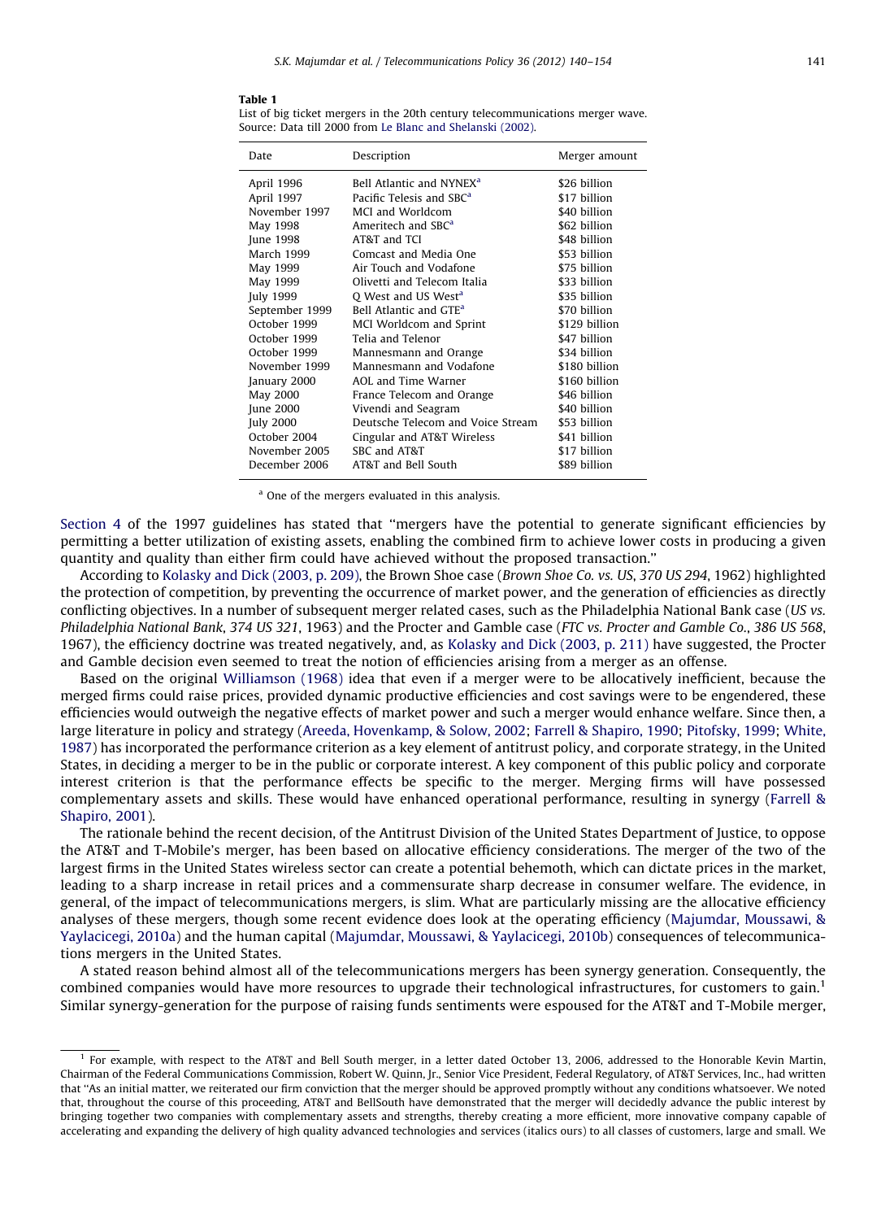**Table 1**
List of big ticket mergers in the 20th century telecommunications merger wave.
Source: Data till 2000 from Le Blanc and Shelanski (2002).

| Date | Description | Merger amount |
|---|---|---|
| April 1996 | Bell Atlantic and NYNEX[a] | $26 billion |
| April 1997 | Pacific Telesis and SBC[a] | $17 billion |
| November 1997 | MCI and Worldcom | $40 billion |
| May 1998 | Ameritech and SBC[a] | $62 billion |
| June 1998 | AT&T and TCI | $48 billion |
| March 1999 | Comcast and Media One | $53 billion |
| May 1999 | Air Touch and Vodafone | $75 billion |
| May 1999 | Olivetti and Telecom Italia | $33 billion |
| July 1999 | Q West and US West[a] | $35 billion |
| September 1999 | Bell Atlantic and GTE[a] | $70 billion |
| October 1999 | MCI Worldcom and Sprint | $129 billion |
| October 1999 | Telia and Telenor | $47 billion |
| October 1999 | Mannesmann and Orange | $34 billion |
| November 1999 | Mannesmann and Vodafone | $180 billion |
| January 2000 | AOL and Time Warner | $160 billion |
| May 2000 | France Telecom and Orange | $46 billion |
| June 2000 | Vivendi and Seagram | $40 billion |
| July 2000 | Deutsche Telecom and Voice Stream | $53 billion |
| October 2004 | Cingular and AT&T Wireless | $41 billion |
| November 2005 | SBC and AT&T | $17 billion |
| December 2006 | AT&T and Bell South | $89 billion |

[a] One of the mergers evaluated in this analysis.

Section 4 of the 1997 guidelines has stated that "mergers have the potential to generate significant efficiencies by permitting a better utilization of existing assets, enabling the combined firm to achieve lower costs in producing a given quantity and quality than either firm could have achieved without the proposed transaction."

According to Kolasky and Dick (2003, p. 209), the Brown Shoe case (*Brown Shoe Co. vs. US, 370 US 294*, 1962) highlighted the protection of competition, by preventing the occurrence of market power, and the generation of efficiencies as directly conflicting objectives. In a number of subsequent merger related cases, such as the Philadelphia National Bank case (*US vs. Philadelphia National Bank, 374 US 321*, 1963) and the Procter and Gamble case (*FTC vs. Procter and Gamble Co., 386 US 568*, 1967), the efficiency doctrine was treated negatively, and, as Kolasky and Dick (2003, p. 211) have suggested, the Procter and Gamble decision even seemed to treat the notion of efficiencies arising from a merger as an offense.

Based on the original Williamson (1968) idea that even if a merger were to be allocatively inefficient, because the merged firms could raise prices, provided dynamic productive efficiencies and cost savings were to be engendered, these efficiencies would outweigh the negative effects of market power and such a merger would enhance welfare. Since then, a large literature in policy and strategy (Areeda, Hovenkamp, & Solow, 2002; Farrell & Shapiro, 1990; Pitofsky, 1999; White, 1987) has incorporated the performance criterion as a key element of antitrust policy, and corporate strategy, in the United States, in deciding a merger to be in the public or corporate interest. A key component of this public policy and corporate interest criterion is that the performance effects be specific to the merger. Merging firms will have possessed complementary assets and skills. These would have enhanced operational performance, resulting in synergy (Farrell & Shapiro, 2001).

The rationale behind the recent decision, of the Antitrust Division of the United States Department of Justice, to oppose the AT&T and T-Mobile's merger, has been based on allocative efficiency considerations. The merger of the two of the largest firms in the United States wireless sector can create a potential behemoth, which can dictate prices in the market, leading to a sharp increase in retail prices and a commensurate sharp decrease in consumer welfare. The evidence, in general, of the impact of telecommunications mergers, is slim. What are particularly missing are the allocative efficiency analyses of these mergers, though some recent evidence does look at the operating efficiency (Majumdar, Moussawi, & Yaylacicegi, 2010a) and the human capital (Majumdar, Moussawi, & Yaylacicegi, 2010b) consequences of telecommunications mergers in the United States.

A stated reason behind almost all of the telecommunications mergers has been synergy generation. Consequently, the combined companies would have more resources to upgrade their technological infrastructures, for customers to gain.[1] Similar synergy-generation for the purpose of raising funds sentiments were espoused for the AT&T and T-Mobile merger,

[1] For example, with respect to the AT&T and Bell South merger, in a letter dated October 13, 2006, addressed to the Honorable Kevin Martin, Chairman of the Federal Communications Commission, Robert W. Quinn, Jr., Senior Vice President, Federal Regulatory, of AT&T Services, Inc., had written that "As an initial matter, we reiterated our firm conviction that the merger should be approved promptly without any conditions whatsoever. We noted that, throughout the course of this proceeding, AT&T and BellSouth have demonstrated that the merger will decidedly advance the public interest by bringing together two companies with complementary assets and strengths, thereby creating a more efficient, more innovative company capable of accelerating and expanding the delivery of high quality advanced technologies and services (italics ours) to all classes of customers, large and small. We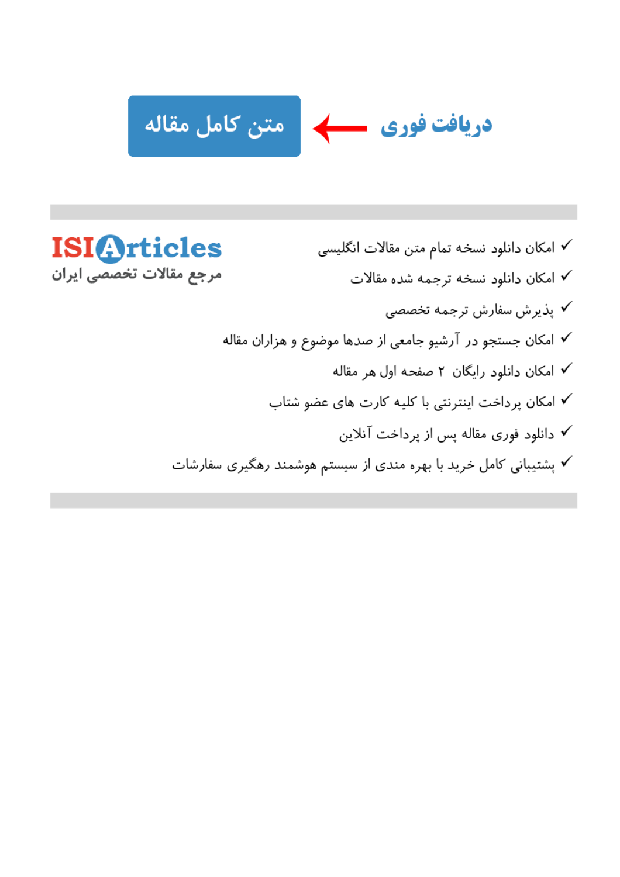متن کامل مقاله ← دریافت فوری

ISIArticles
مرجع مقالات تخصصی ایران

- ✓ امکان دانلود نسخه تمام متن مقالات انگلیسی
- ✓ امکان دانلود نسخه ترجمه شده مقالات
- ✓ پذیرش سفارش ترجمه تخصصی
- ✓ امکان جستجو در آرشیو جامعی از صدها موضوع و هزاران مقاله
- ✓ امکان دانلود رایگان ۲ صفحه اول هر مقاله
- ✓ امکان پرداخت اینترنتی با کلیه کارت های عضو شتاب
- ✓ دانلود فوری مقاله پس از پرداخت آنلاین
- ✓ پشتیبانی کامل خرید با بهره مندی از سیستم هوشمند رهگیری سفارشات